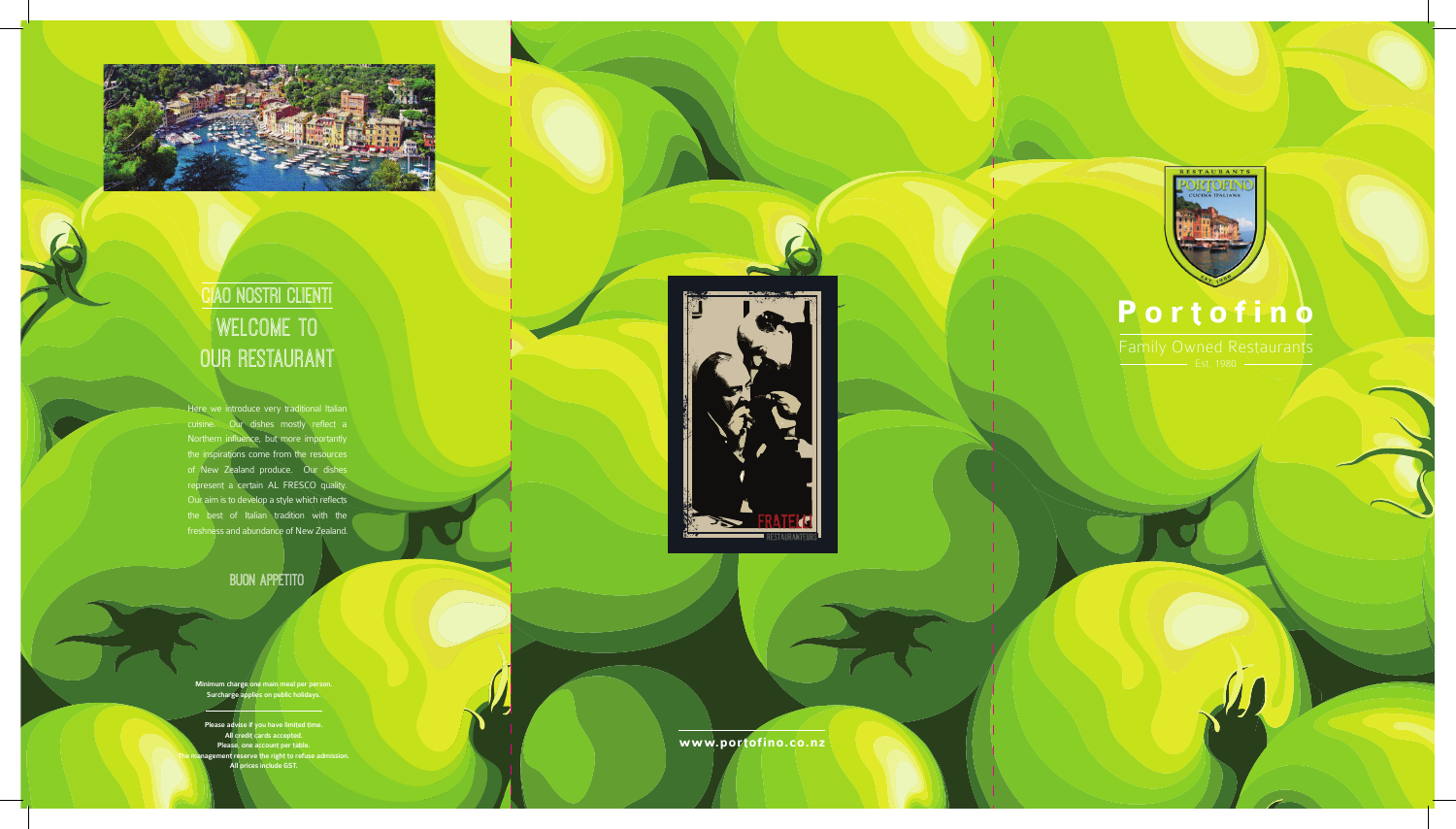## CIAO NOSTRI CLIENTI
## WELCOME TO OUR RESTAURANT

Here we introduce very traditional Italian cuisine. Our dishes mostly reflect a Northern influence, but more importantly the inspirations come from the resources of New Zealand produce. Our dishes represent a certain AL FRESCO quality. Our aim is to develop a style which reflects the best of Italian tradition with the freshness and abundance of New Zealand.

BUON APPETITO

**Minimum charge one main meal per person.**
**Surcharge applies on public holidays.**

**Please advise if you have limited time.**
**All credit cards accepted.**
**Please, one account per table.**
**The management reserve the right to refuse admission.**
**All prices include GST.**

FRATELLI
RESTAURANTEURS

**www.portofino.co.nz**

RESTAURANTS
PORTOFINO
CUCINA ITALIANA
EST. 1980

# Portofino

Family Owned Restaurants

Est. 1980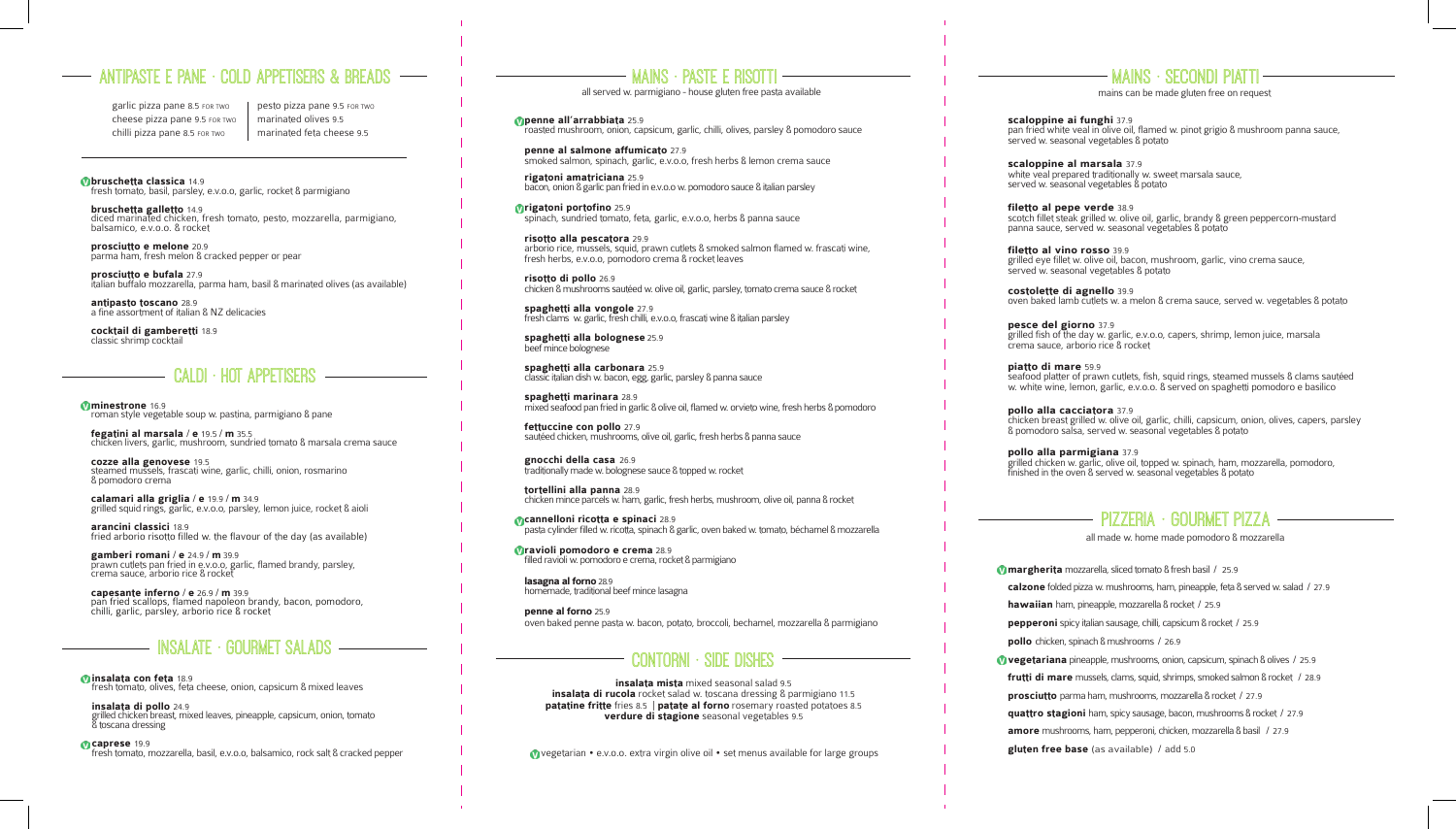## ANTIPASTE E PANE · COLD APPETISERS & BREADS

garlic pizza pane 8.5 FOR TWO
cheese pizza pane 9.5 FOR TWO
chilli pizza pane 8.5 FOR TWO
pesto pizza pane 9.5 FOR TWO
marinated olives 9.5
marinated feta cheese 9.5

**bruschetta classica** 14.9 (v)
fresh tomato, basil, parsley, e.v.o.o, garlic, rocket & parmigiano

**bruschetta galletto** 14.9
diced marinated chicken, fresh tomato, pesto, mozzarella, parmigiano, balsamico, e.v.o.o. & rocket

**prosciutto e melone** 20.9
parma ham, fresh melon & cracked pepper or pear

**prosciutto e bufala** 27.9
italian buffalo mozzarella, parma ham, basil & marinated olives (as available)

**antipasto toscano** 28.9
a fine assortment of italian & NZ delicacies

**cocktail di gamberetti** 18.9
classic shrimp cocktail

## CALDI · HOT APPETISERS

**minestrone** 16.9 (v)
roman style vegetable soup w. pastina, parmigiano & pane

**fegatini al marsala** / **e** 19.5 / **m** 35.5
chicken livers, garlic, mushroom, sundried tomato & marsala crema sauce

**cozze alla genovese** 19.5
steamed mussels, frascati wine, garlic, chilli, onion, rosmarino & pomodoro crema

**calamari alla griglia** / **e** 19.9 / **m** 34.9
grilled squid rings, garlic, e.v.o.o, parsley, lemon juice, rocket & aioli

**arancini classici** 18.9
fried arborio risotto filled w. the flavour of the day (as available)

**gamberi romani** / **e** 24.9 / **m** 39.9
prawn cutlets pan fried in e.v.o.o, garlic, flamed brandy, parsley, crema sauce, arborio rice & rocket

**capesante inferno** / **e** 26.9 / **m** 39.9
pan fried scallops, flamed napoleon brandy, bacon, pomodoro, chilli, garlic, parsley, arborio rice & rocket

## INSALATE · GOURMET SALADS

**insalata con feta** 18.9 (v)
fresh tomato, olives, feta cheese, onion, capsicum & mixed leaves

**insalata di pollo** 24.9
grilled chicken breast, mixed leaves, pineapple, capsicum, onion, tomato & toscana dressing

**caprese** 19.9 (v)
fresh tomato, mozzarella, basil, e.v.o.o, balsamico, rock salt & cracked pepper

## MAINS · PASTE E RISOTTI

all served w. parmigiano - house gluten free pasta available

**penne all'arrabbiata** 25.9 (v)
roasted mushroom, onion, capsicum, garlic, chilli, olives, parsley & pomodoro sauce

**penne al salmone affumicato** 27.9
smoked salmon, spinach, garlic, e.v.o.o, fresh herbs & lemon crema sauce

**rigatoni amatriciana** 25.9
bacon, onion & garlic pan fried in e.v.o.o w. pomodoro sauce & italian parsley

**rigatoni portofino** 25.9 (v)
spinach, sundried tomato, feta, garlic, e.v.o.o, herbs & panna sauce

**risotto alla pescatora** 29.9
arborio rice, mussels, squid, prawn cutlets & smoked salmon flamed w. frascati wine, fresh herbs, e.v.o.o, pomodoro crema & rocket leaves

**risotto di pollo** 26.9
chicken & mushrooms sautéed w. olive oil, garlic, parsley, tomato crema sauce & rocket

**spaghetti alla vongole** 27.9
fresh clams w. garlic, fresh chilli, e.v.o.o, frascati wine & italian parsley

**spaghetti alla bolognese** 25.9
beef mince bolognese

**spaghetti alla carbonara** 25.9
classic italian dish w. bacon, egg, garlic, parsley & panna sauce

**spaghetti marinara** 28.9
mixed seafood pan fried in garlic & olive oil, flamed w. orvieto wine, fresh herbs & pomodoro

**fettuccine con pollo** 27.9
sautéed chicken, mushrooms, olive oil, garlic, fresh herbs & panna sauce

**gnocchi della casa** 26.9
traditionally made w. bolognese sauce & topped w. rocket

**tortellini alla panna** 28.9
chicken mince parcels w. ham, garlic, fresh herbs, mushroom, olive oil, panna & rocket

**cannelloni ricotta e spinaci** 28.9 (v)
pasta cylinder filled w. ricotta, spinach & garlic, oven baked w. tomato, béchamel & mozzarella

**ravioli pomodoro e crema** 28.9 (v)
filled ravioli w. pomodoro e crema, rocket & parmigiano

**lasagna al forno** 28.9
homemade, traditional beef mince lasagna

**penne al forno** 25.9
oven baked penne pasta w. bacon, potato, broccoli, bechamel, mozzarella & parmigiano

## CONTORNI · SIDE DISHES

**insalata mista** mixed seasonal salad 9.5
**insalata di rucola** rocket salad w. toscana dressing & parmigiano 11.5
**patatine fritte** fries 8.5 | **patate al forno** rosemary roasted potatoes 8.5
**verdure di stagione** seasonal vegetables 9.5

(v) vegetarian • e.v.o.o. extra virgin olive oil • set menus available for large groups

## MAINS · SECONDI PIATTI

mains can be made gluten free on request

**scaloppine ai funghi** 37.9
pan fried white veal in olive oil, flamed w. pinot grigio & mushroom panna sauce, served w. seasonal vegetables & potato

**scaloppine al marsala** 37.9
white veal prepared traditionally w. sweet marsala sauce, served w. seasonal vegetables & potato

**filetto al pepe verde** 38.9
scotch fillet steak grilled w. olive oil, garlic, brandy & green peppercorn-mustard panna sauce, served w. seasonal vegetables & potato

**filetto al vino rosso** 39.9
grilled eye fillet w. olive oil, bacon, mushroom, garlic, vino crema sauce, served w. seasonal vegetables & potato

**costolette di agnello** 39.9
oven baked lamb cutlets w. a melon & crema sauce, served w. vegetables & potato

**pesce del giorno** 37.9
grilled fish of the day w. garlic, e.v.o.o, capers, shrimp, lemon juice, marsala crema sauce, arborio rice & rocket

**piatto di mare** 59.9
seafood platter of prawn cutlets, fish, squid rings, steamed mussels & clams sautéed w. white wine, lemon, garlic, e.v.o.o. & served on spaghetti pomodoro e basilico

**pollo alla cacciatora** 37.9
chicken breast grilled w. olive oil, garlic, chilli, capsicum, onion, olives, capers, parsley & pomodoro salsa, served w. seasonal vegetables & potato

**pollo alla parmigiana** 37.9
grilled chicken w. garlic, olive oil, topped w. spinach, ham, mozzarella, pomodoro, finished in the oven & served w. seasonal vegetables & potato

## PIZZERIA · GOURMET PIZZA

all made w. home made pomodoro & mozzarella

**margherita** (v) mozzarella, sliced tomato & fresh basil / 25.9
**calzone** folded pizza w. mushrooms, ham, pineapple, feta & served w. salad / 27.9
**hawaiian** ham, pineapple, mozzarella & rocket / 25.9
**pepperoni** spicy italian sausage, chilli, capsicum & rocket / 25.9
**pollo** chicken, spinach & mushrooms / 26.9
**vegetariana** (v) pineapple, mushrooms, onion, capsicum, spinach & olives / 25.9
**frutti di mare** mussels, clams, squid, shrimps, smoked salmon & rocket / 28.9
**prosciutto** parma ham, mushrooms, mozzarella & rocket / 27.9
**quattro stagioni** ham, spicy sausage, bacon, mushrooms & rocket / 27.9
**amore** mushrooms, ham, pepperoni, chicken, mozzarella & basil / 27.9
**gluten free base** (as available) / add 5.0